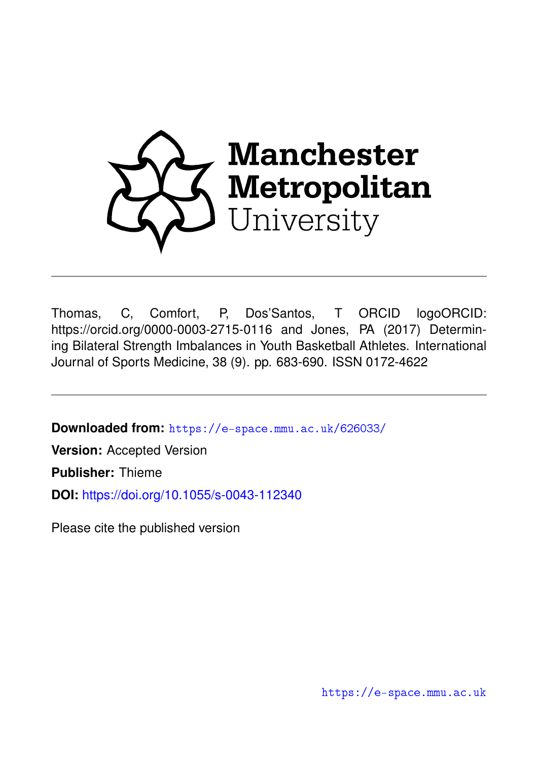Manchester Metropolitan University

---

Thomas, C, Comfort, P, Dos'Santos, T ORCID logoORCID: https://orcid.org/0000-0003-2715-0116 and Jones, PA (2017) Determining Bilateral Strength Imbalances in Youth Basketball Athletes. International Journal of Sports Medicine, 38 (9). pp. 683-690. ISSN 0172-4622

---

**Downloaded from:** https://e-space.mmu.ac.uk/626033/

**Version:** Accepted Version

**Publisher:** Thieme

**DOI:** https://doi.org/10.1055/s-0043-112340

Please cite the published version

https://e-space.mmu.ac.uk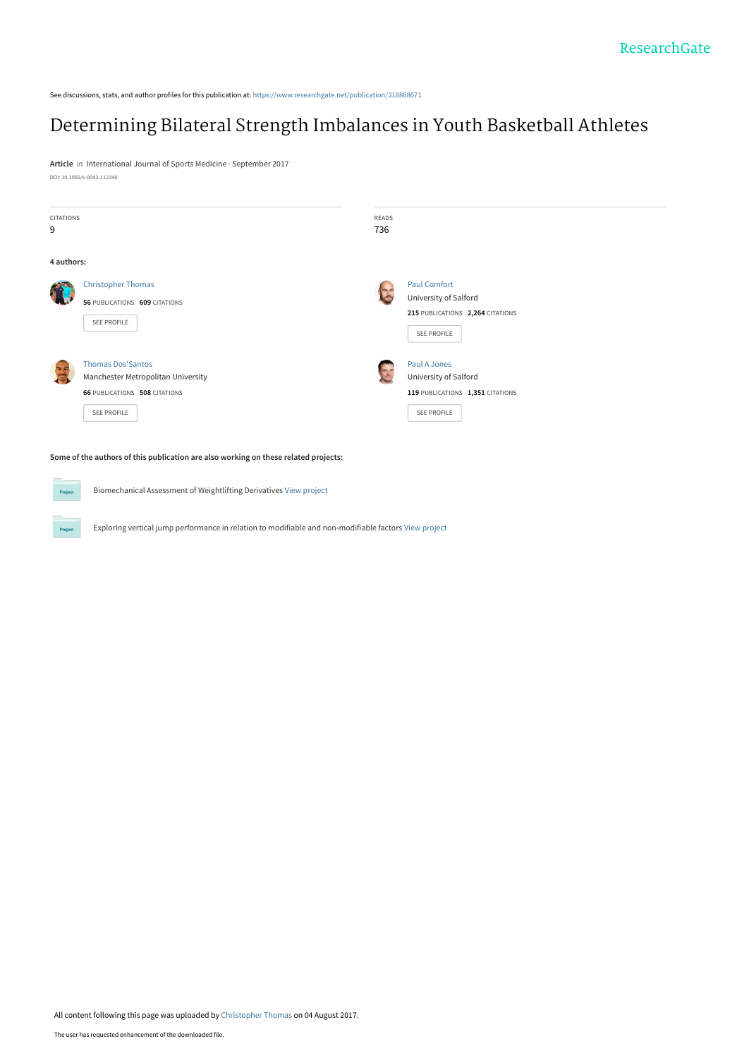See discussions, stats, and author profiles for this publication at: https://www.researchgate.net/publication/318868671

# Determining Bilateral Strength Imbalances in Youth Basketball Athletes

**Article** *in* International Journal of Sports Medicine · September 2017

DOI: 10.1055/s-0043-112340

| CITATIONS | READS |
|---|---|
| 9 | 736 |

**4 authors:**

**Christopher Thomas**
56 PUBLICATIONS 609 CITATIONS

**Paul Comfort**
University of Salford
215 PUBLICATIONS 2,264 CITATIONS

**Thomas Dos'Santos**
Manchester Metropolitan University
66 PUBLICATIONS 508 CITATIONS

**Paul A Jones**
University of Salford
119 PUBLICATIONS 1,351 CITATIONS

**Some of the authors of this publication are also working on these related projects:**

- Biomechanical Assessment of Weightlifting Derivatives View project
- Exploring vertical jump performance in relation to modifiable and non-modifiable factors View project

All content following this page was uploaded by Christopher Thomas on 04 August 2017.

The user has requested enhancement of the downloaded file.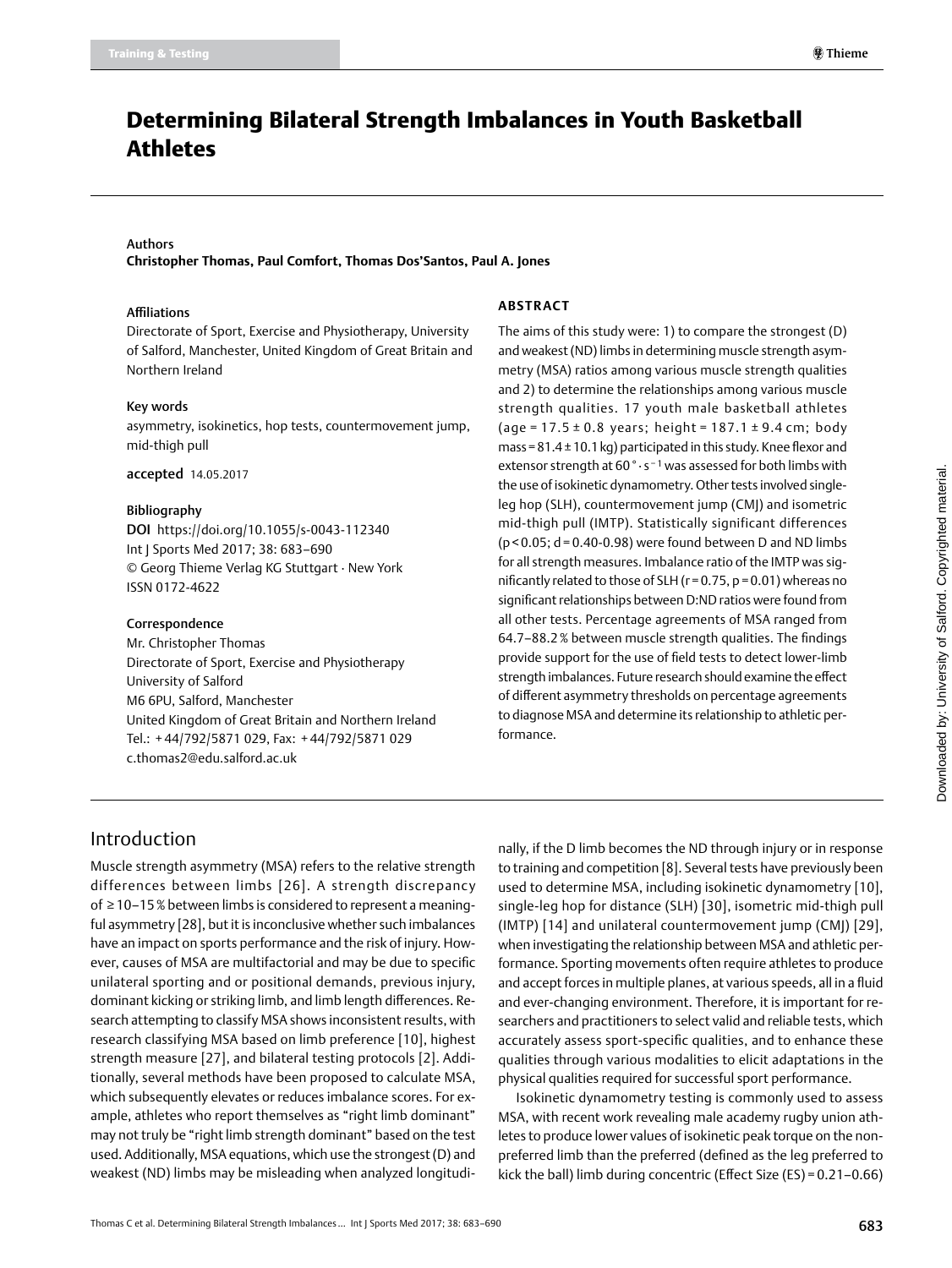# Determining Bilateral Strength Imbalances in Youth Basketball Athletes

**Authors**

**Christopher Thomas, Paul Comfort, Thomas Dos'Santos, Paul A. Jones**

**Affiliations**

Directorate of Sport, Exercise and Physiotherapy, University of Salford, Manchester, United Kingdom of Great Britain and Northern Ireland

**Key words**

asymmetry, isokinetics, hop tests, countermovement jump, mid-thigh pull

**accepted** 14.05.2017

**Bibliography**

**DOI** https://doi.org/10.1055/s-0043-112340
Int J Sports Med 2017; 38: 683–690
© Georg Thieme Verlag KG Stuttgart · New York
ISSN 0172-4622

**Correspondence**

Mr. Christopher Thomas
Directorate of Sport, Exercise and Physiotherapy
University of Salford
M6 6PU, Salford, Manchester
United Kingdom of Great Britain and Northern Ireland
Tel.: +44/792/5871 029, Fax: +44/792/5871 029
c.thomas2@edu.salford.ac.uk

## ABSTRACT

The aims of this study were: 1) to compare the strongest (D) and weakest (ND) limbs in determining muscle strength asymmetry (MSA) ratios among various muscle strength qualities and 2) to determine the relationships among various muscle strength qualities. 17 youth male basketball athletes (age = 17.5 ± 0.8 years; height = 187.1 ± 9.4 cm; body mass = 81.4 ± 10.1 kg) participated in this study. Knee flexor and extensor strength at $60° \cdot s^{-1}$ was assessed for both limbs with the use of isokinetic dynamometry. Other tests involved single-leg hop (SLH), countermovement jump (CMJ) and isometric mid-thigh pull (IMTP). Statistically significant differences ($p < 0.05$; $d = 0.40$–$0.98$) were found between D and ND limbs for all strength measures. Imbalance ratio of the IMTP was significantly related to those of SLH ($r = 0.75$, $p = 0.01$) whereas no significant relationships between D:ND ratios were found from all other tests. Percentage agreements of MSA ranged from 64.7–88.2 % between muscle strength qualities. The findings provide support for the use of field tests to detect lower-limb strength imbalances. Future research should examine the effect of different asymmetry thresholds on percentage agreements to diagnose MSA and determine its relationship to athletic performance.

## Introduction

Muscle strength asymmetry (MSA) refers to the relative strength differences between limbs [26]. A strength discrepancy of ≥10–15 % between limbs is considered to represent a meaningful asymmetry [28], but it is inconclusive whether such imbalances have an impact on sports performance and the risk of injury. However, causes of MSA are multifactorial and may be due to specific unilateral sporting and or positional demands, previous injury, dominant kicking or striking limb, and limb length differences. Research attempting to classify MSA shows inconsistent results, with research classifying MSA based on limb preference [10], highest strength measure [27], and bilateral testing protocols [2]. Additionally, several methods have been proposed to calculate MSA, which subsequently elevates or reduces imbalance scores. For example, athletes who report themselves as "right limb dominant" may not truly be "right limb strength dominant" based on the test used. Additionally, MSA equations, which use the strongest (D) and weakest (ND) limbs may be misleading when analyzed longitudinally, if the D limb becomes the ND through injury or in response to training and competition [8]. Several tests have previously been used to determine MSA, including isokinetic dynamometry [10], single-leg hop for distance (SLH) [30], isometric mid-thigh pull (IMTP) [14] and unilateral countermovement jump (CMJ) [29], when investigating the relationship between MSA and athletic performance. Sporting movements often require athletes to produce and accept forces in multiple planes, at various speeds, all in a fluid and ever-changing environment. Therefore, it is important for researchers and practitioners to select valid and reliable tests, which accurately assess sport-specific qualities, and to enhance these qualities through various modalities to elicit adaptations in the physical qualities required for successful sport performance.

Isokinetic dynamometry testing is commonly used to assess MSA, with recent work revealing male academy rugby union athletes to produce lower values of isokinetic peak torque on the non-preferred limb than the preferred (defined as the leg preferred to kick the ball) limb during concentric (Effect Size (ES) = 0.21–0.66)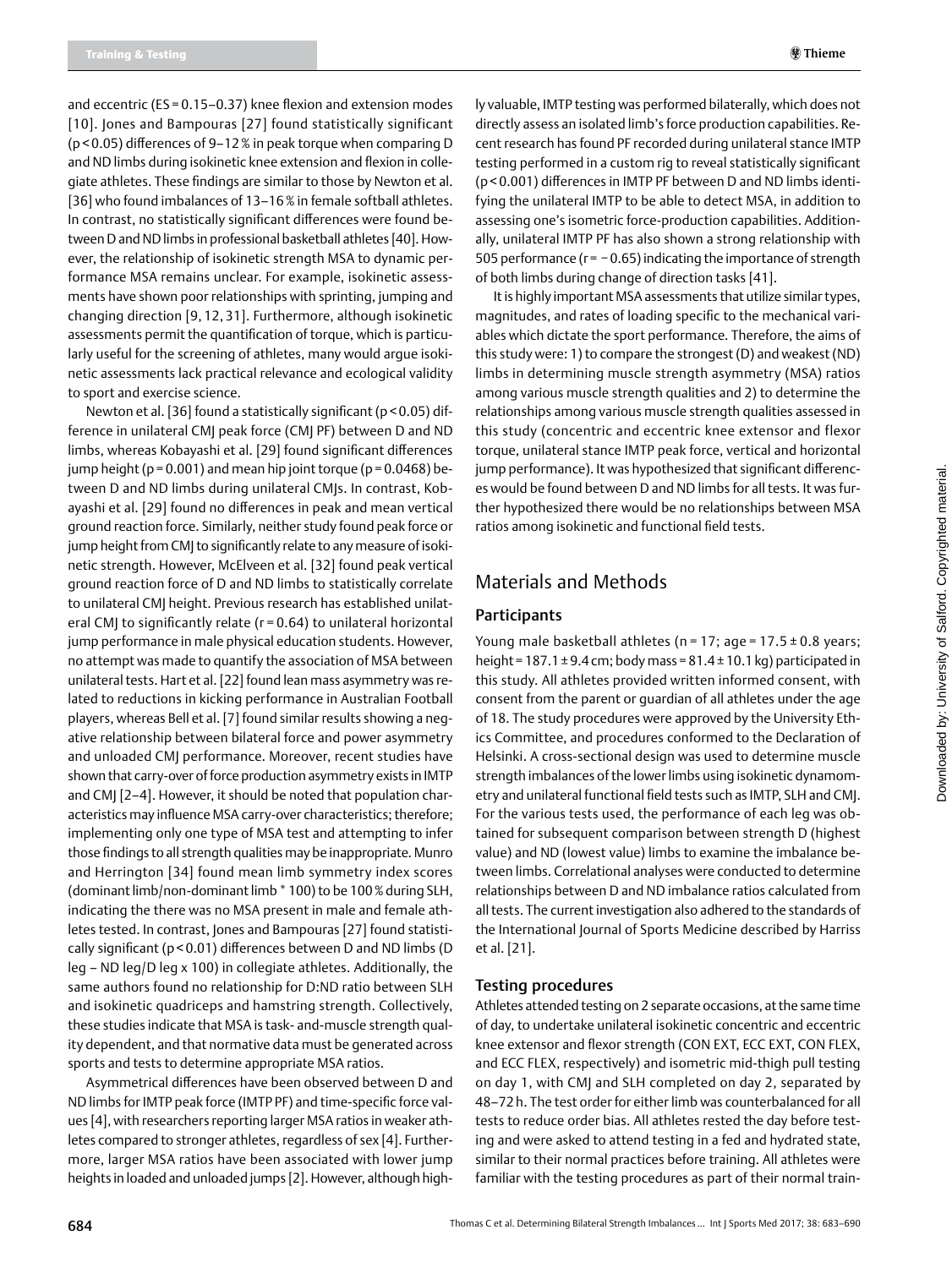and eccentric (ES = 0.15–0.37) knee flexion and extension modes [10]. Jones and Bampouras [27] found statistically significant ($p < 0.05$) differences of 9–12 % in peak torque when comparing D and ND limbs during isokinetic knee extension and flexion in collegiate athletes. These findings are similar to those by Newton et al. [36] who found imbalances of 13–16 % in female softball athletes. In contrast, no statistically significant differences were found between D and ND limbs in professional basketball athletes [40]. However, the relationship of isokinetic strength MSA to dynamic performance MSA remains unclear. For example, isokinetic assessments have shown poor relationships with sprinting, jumping and changing direction [9, 12, 31]. Furthermore, although isokinetic assessments permit the quantification of torque, which is particularly useful for the screening of athletes, many would argue isokinetic assessments lack practical relevance and ecological validity to sport and exercise science.

Newton et al. [36] found a statistically significant ($p < 0.05$) difference in unilateral CMJ peak force (CMJ PF) between D and ND limbs, whereas Kobayashi et al. [29] found significant differences jump height ($p = 0.001$) and mean hip joint torque ($p = 0.0468$) between D and ND limbs during unilateral CMJs. In contrast, Kobayashi et al. [29] found no differences in peak and mean vertical ground reaction force. Similarly, neither study found peak force or jump height from CMJ to significantly relate to any measure of isokinetic strength. However, McElveen et al. [32] found peak vertical ground reaction force of D and ND limbs to statistically correlate to unilateral CMJ height. Previous research has established unilateral CMJ to significantly relate ($r = 0.64$) to unilateral horizontal jump performance in male physical education students. However, no attempt was made to quantify the association of MSA between unilateral tests. Hart et al. [22] found lean mass asymmetry was related to reductions in kicking performance in Australian Football players, whereas Bell et al. [7] found similar results showing a negative relationship between bilateral force and power asymmetry and unloaded CMJ performance. Moreover, recent studies have shown that carry-over of force production asymmetry exists in IMTP and CMJ [2–4]. However, it should be noted that population characteristics may influence MSA carry-over characteristics; therefore; implementing only one type of MSA test and attempting to infer those findings to all strength qualities may be inappropriate. Munro and Herrington [34] found mean limb symmetry index scores (dominant limb/non-dominant limb * 100) to be 100 % during SLH, indicating the there was no MSA present in male and female athletes tested. In contrast, Jones and Bampouras [27] found statistically significant ($p < 0.01$) differences between D and ND limbs (D leg – ND leg/D leg x 100) in collegiate athletes. Additionally, the same authors found no relationship for D:ND ratio between SLH and isokinetic quadriceps and hamstring strength. Collectively, these studies indicate that MSA is task- and-muscle strength quality dependent, and that normative data must be generated across sports and tests to determine appropriate MSA ratios.

Asymmetrical differences have been observed between D and ND limbs for IMTP peak force (IMTP PF) and time-specific force values [4], with researchers reporting larger MSA ratios in weaker athletes compared to stronger athletes, regardless of sex [4]. Furthermore, larger MSA ratios have been associated with lower jump heights in loaded and unloaded jumps [2]. However, although highly valuable, IMTP testing was performed bilaterally, which does not directly assess an isolated limb's force production capabilities. Recent research has found PF recorded during unilateral stance IMTP testing performed in a custom rig to reveal statistically significant ($p < 0.001$) differences in IMTP PF between D and ND limbs identifying the unilateral IMTP to be able to detect MSA, in addition to assessing one's isometric force-production capabilities. Additionally, unilateral IMTP PF has also shown a strong relationship with 505 performance ($r = -0.65$) indicating the importance of strength of both limbs during change of direction tasks [41].

It is highly important MSA assessments that utilize similar types, magnitudes, and rates of loading specific to the mechanical variables which dictate the sport performance. Therefore, the aims of this study were: 1) to compare the strongest (D) and weakest (ND) limbs in determining muscle strength asymmetry (MSA) ratios among various muscle strength qualities and 2) to determine the relationships among various muscle strength qualities assessed in this study (concentric and eccentric knee extensor and flexor torque, unilateral stance IMTP peak force, vertical and horizontal jump performance). It was hypothesized that significant differences would be found between D and ND limbs for all tests. It was further hypothesized there would be no relationships between MSA ratios among isokinetic and functional field tests.

# Materials and Methods

## Participants

Young male basketball athletes ($n = 17$; age = $17.5 \pm 0.8$ years; height = $187.1 \pm 9.4$ cm; body mass = $81.4 \pm 10.1$ kg) participated in this study. All athletes provided written informed consent, with consent from the parent or guardian of all athletes under the age of 18. The study procedures were approved by the University Ethics Committee, and procedures conformed to the Declaration of Helsinki. A cross-sectional design was used to determine muscle strength imbalances of the lower limbs using isokinetic dynamometry and unilateral functional field tests such as IMTP, SLH and CMJ. For the various tests used, the performance of each leg was obtained for subsequent comparison between strength D (highest value) and ND (lowest value) limbs to examine the imbalance between limbs. Correlational analyses were conducted to determine relationships between D and ND imbalance ratios calculated from all tests. The current investigation also adhered to the standards of the International Journal of Sports Medicine described by Harriss et al. [21].

## Testing procedures

Athletes attended testing on 2 separate occasions, at the same time of day, to undertake unilateral isokinetic concentric and eccentric knee extensor and flexor strength (CON EXT, ECC EXT, CON FLEX, and ECC FLEX, respectively) and isometric mid-thigh pull testing on day 1, with CMJ and SLH completed on day 2, separated by 48–72 h. The test order for either limb was counterbalanced for all tests to reduce order bias. All athletes rested the day before testing and were asked to attend testing in a fed and hydrated state, similar to their normal practices before training. All athletes were familiar with the testing procedures as part of their normal train-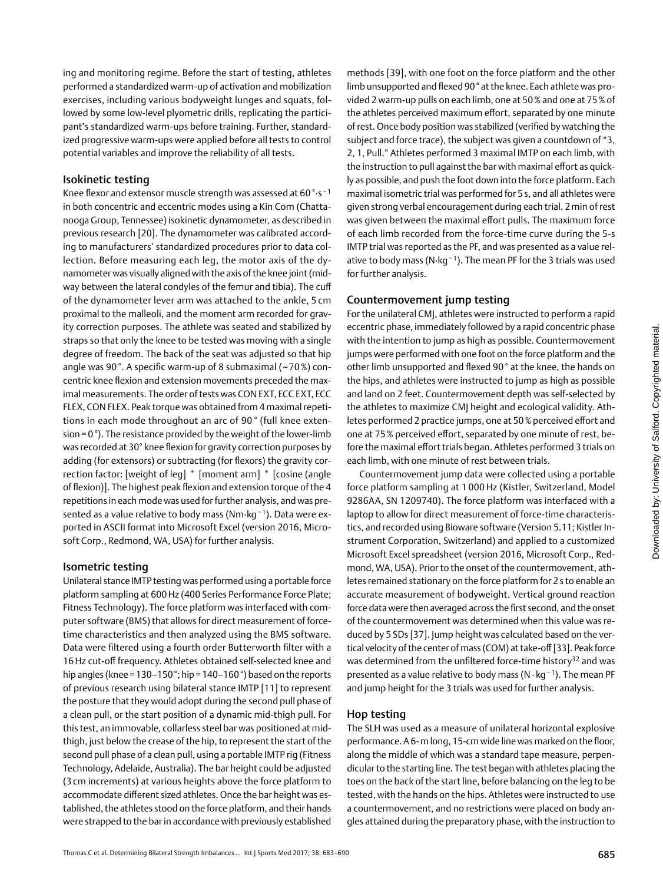ing and monitoring regime. Before the start of testing, athletes performed a standardized warm-up of activation and mobilization exercises, including various bodyweight lunges and squats, followed by some low-level plyometric drills, replicating the participant's standardized warm-ups before training. Further, standardized progressive warm-ups were applied before all tests to control potential variables and improve the reliability of all tests.

## Isokinetic testing

Knee flexor and extensor muscle strength was assessed at 60°·s$^{-1}$ in both concentric and eccentric modes using a Kin Com (Chattanooga Group, Tennessee) isokinetic dynamometer, as described in previous research [20]. The dynamometer was calibrated according to manufacturers' standardized procedures prior to data collection. Before measuring each leg, the motor axis of the dynamometer was visually aligned with the axis of the knee joint (midway between the lateral condyles of the femur and tibia). The cuff of the dynamometer lever arm was attached to the ankle, 5 cm proximal to the malleoli, and the moment arm recorded for gravity correction purposes. The athlete was seated and stabilized by straps so that only the knee to be tested was moving with a single degree of freedom. The back of the seat was adjusted so that hip angle was 90°. A specific warm-up of 8 submaximal (~70%) concentric knee flexion and extension movements preceded the maximal measurements. The order of tests was CON EXT, ECC EXT, ECC FLEX, CON FLEX. Peak torque was obtained from 4 maximal repetitions in each mode throughout an arc of 90° (full knee extension = 0°). The resistance provided by the weight of the lower-limb was recorded at 30° knee flexion for gravity correction purposes by adding (for extensors) or subtracting (for flexors) the gravity correction factor: [weight of leg] * [moment arm] * [cosine (angle of flexion)]. The highest peak flexion and extension torque of the 4 repetitions in each mode was used for further analysis, and was presented as a value relative to body mass (Nm·kg$^{-1}$). Data were exported in ASCII format into Microsoft Excel (version 2016, Microsoft Corp., Redmond, WA, USA) for further analysis.

## Isometric testing

Unilateral stance IMTP testing was performed using a portable force platform sampling at 600 Hz (400 Series Performance Force Plate; Fitness Technology). The force platform was interfaced with computer software (BMS) that allows for direct measurement of force-time characteristics and then analyzed using the BMS software. Data were filtered using a fourth order Butterworth filter with a 16 Hz cut-off frequency. Athletes obtained self-selected knee and hip angles (knee = 130–150°; hip = 140–160°) based on the reports of previous research using bilateral stance IMTP [11] to represent the posture that they would adopt during the second pull phase of a clean pull, or the start position of a dynamic mid-thigh pull. For this test, an immovable, collarless steel bar was positioned at mid-thigh, just below the crease of the hip, to represent the start of the second pull phase of a clean pull, using a portable IMTP rig (Fitness Technology, Adelaide, Australia). The bar height could be adjusted (3 cm increments) at various heights above the force platform to accommodate different sized athletes. Once the bar height was established, the athletes stood on the force platform, and their hands were strapped to the bar in accordance with previously established methods [39], with one foot on the force platform and the other limb unsupported and flexed 90° at the knee. Each athlete was provided 2 warm-up pulls on each limb, one at 50% and one at 75% of the athletes perceived maximum effort, separated by one minute of rest. Once body position was stabilized (verified by watching the subject and force trace), the subject was given a countdown of "3, 2, 1, Pull." Athletes performed 3 maximal IMTP on each limb, with the instruction to pull against the bar with maximal effort as quickly as possible, and push the foot down into the force platform. Each maximal isometric trial was performed for 5 s, and all athletes were given strong verbal encouragement during each trial. 2 min of rest was given between the maximal effort pulls. The maximum force of each limb recorded from the force-time curve during the 5-s IMTP trial was reported as the PF, and was presented as a value relative to body mass (N·kg$^{-1}$). The mean PF for the 3 trials was used for further analysis.

## Countermovement jump testing

For the unilateral CMJ, athletes were instructed to perform a rapid eccentric phase, immediately followed by a rapid concentric phase with the intention to jump as high as possible. Countermovement jumps were performed with one foot on the force platform and the other limb unsupported and flexed 90° at the knee, the hands on the hips, and athletes were instructed to jump as high as possible and land on 2 feet. Countermovement depth was self-selected by the athletes to maximize CMJ height and ecological validity. Athletes performed 2 practice jumps, one at 50% perceived effort and one at 75% perceived effort, separated by one minute of rest, before the maximal effort trials began. Athletes performed 3 trials on each limb, with one minute of rest between trials.

Countermovement jump data were collected using a portable force platform sampling at 1000 Hz (Kistler, Switzerland, Model 9286AA, SN 1209740). The force platform was interfaced with a laptop to allow for direct measurement of force-time characteristics, and recorded using Bioware software (Version 5.11; Kistler Instrument Corporation, Switzerland) and applied to a customized Microsoft Excel spreadsheet (version 2016, Microsoft Corp., Redmond, WA, USA). Prior to the onset of the countermovement, athletes remained stationary on the force platform for 2 s to enable an accurate measurement of bodyweight. Vertical ground reaction force data were then averaged across the first second, and the onset of the countermovement was determined when this value was reduced by 5 SDs [37]. Jump height was calculated based on the vertical velocity of the center of mass (COM) at take-off [33]. Peak force was determined from the unfiltered force-time history[32] and was presented as a value relative to body mass (N·kg$^{-1}$). The mean PF and jump height for the 3 trials was used for further analysis.

## Hop testing

The SLH was used as a measure of unilateral horizontal explosive performance. A 6-m long, 15-cm wide line was marked on the floor, along the middle of which was a standard tape measure, perpendicular to the starting line. The test began with athletes placing the toes on the back of the start line, before balancing on the leg to be tested, with the hands on the hips. Athletes were instructed to use a countermovement, and no restrictions were placed on body angles attained during the preparatory phase, with the instruction to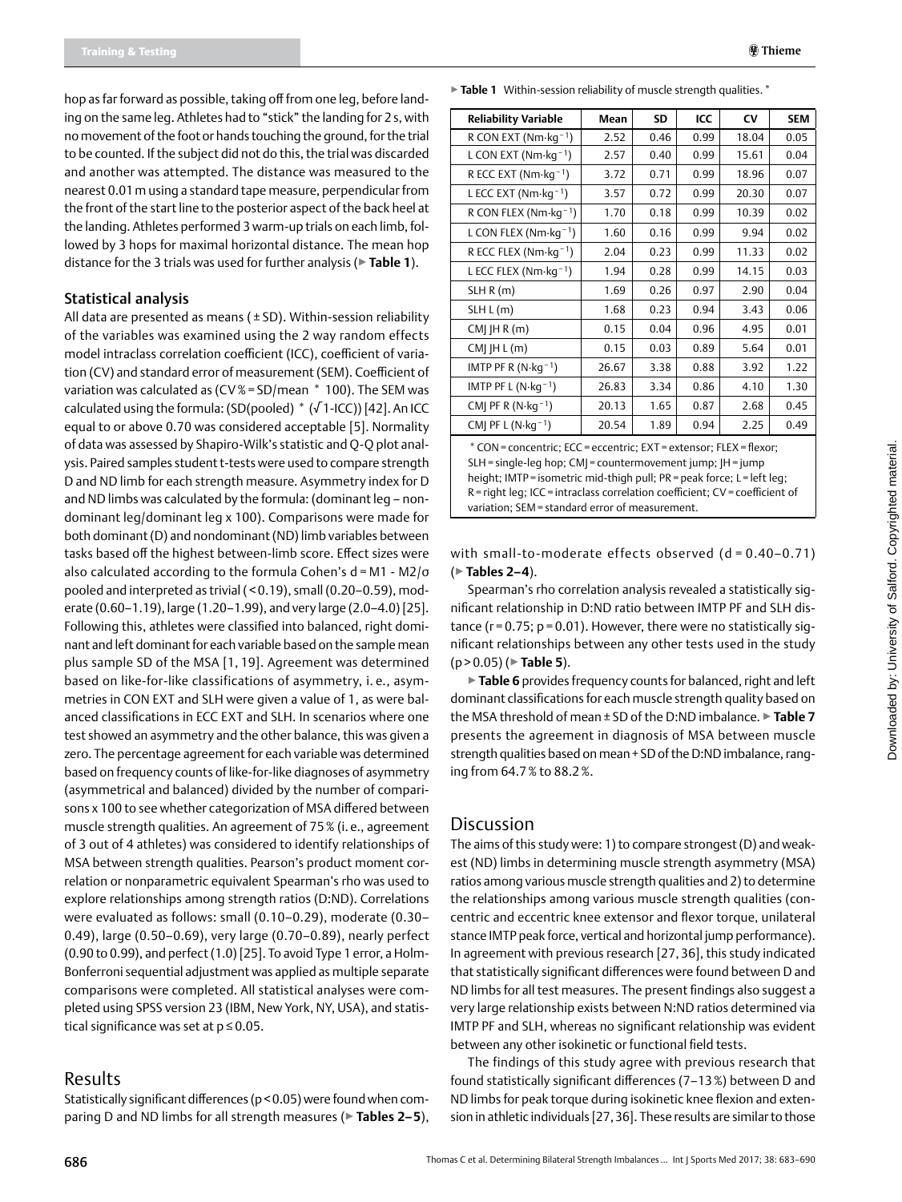hop as far forward as possible, taking off from one leg, before landing on the same leg. Athletes had to "stick" the landing for 2 s, with no movement of the foot or hands touching the ground, for the trial to be counted. If the subject did not do this, the trial was discarded and another was attempted. The distance was measured to the nearest 0.01 m using a standard tape measure, perpendicular from the front of the start line to the posterior aspect of the back heel at the landing. Athletes performed 3 warm-up trials on each limb, followed by 3 hops for maximal horizontal distance. The mean hop distance for the 3 trials was used for further analysis (▶ **Table 1**).

### Statistical analysis

All data are presented as means (±SD). Within-session reliability of the variables was examined using the 2 way random effects model intraclass correlation coefficient (ICC), coefficient of variation (CV) and standard error of measurement (SEM). Coefficient of variation was calculated as (CV% = SD/mean * 100). The SEM was calculated using the formula: (SD(pooled) * (√1-ICC)) [42]. An ICC equal to or above 0.70 was considered acceptable [5]. Normality of data was assessed by Shapiro-Wilk's statistic and Q-Q plot analysis. Paired samples student t-tests were used to compare strength D and ND limb for each strength measure. Asymmetry index for D and ND limbs was calculated by the formula: (dominant leg – non-dominant leg/dominant leg x 100). Comparisons were made for both dominant (D) and nondominant (ND) limb variables between tasks based off the highest between-limb score. Effect sizes were also calculated according to the formula Cohen's d = M1 - M2/σ pooled and interpreted as trivial (<0.19), small (0.20–0.59), moderate (0.60–1.19), large (1.20–1.99), and very large (2.0–4.0) [25]. Following this, athletes were classified into balanced, right dominant and left dominant for each variable based on the sample mean plus sample SD of the MSA [1, 19]. Agreement was determined based on like-for-like classifications of asymmetry, i.e., asymmetries in CON EXT and SLH were given a value of 1, as were balanced classifications in ECC EXT and SLH. In scenarios where one test showed an asymmetry and the other balance, this was given a zero. The percentage agreement for each variable was determined based on frequency counts of like-for-like diagnoses of asymmetry (asymmetrical and balanced) divided by the number of comparisons x 100 to see whether categorization of MSA differed between muscle strength qualities. An agreement of 75% (i.e., agreement of 3 out of 4 athletes) was considered to identify relationships of MSA between strength qualities. Pearson's product moment correlation or nonparametric equivalent Spearman's rho was used to explore relationships among strength ratios (D:ND). Correlations were evaluated as follows: small (0.10–0.29), moderate (0.30–0.49), large (0.50–0.69), very large (0.70–0.89), nearly perfect (0.90 to 0.99), and perfect (1.0) [25]. To avoid Type 1 error, a Holm-Bonferroni sequential adjustment was applied as multiple separate comparisons were completed. All statistical analyses were completed using SPSS version 23 (IBM, New York, NY, USA), and statistical significance was set at $p \leq 0.05$.

## Results

Statistically significant differences ($p < 0.05$) were found when comparing D and ND limbs for all strength measures (▶ **Tables 2–5**), with small-to-moderate effects observed (d = 0.40–0.71) (▶ **Tables 2–4**).

Spearman's rho correlation analysis revealed a statistically significant relationship in D:ND ratio between IMTP PF and SLH distance (r = 0.75; p = 0.01). However, there were no statistically significant relationships between any other tests used in the study (p > 0.05) (▶ **Table 5**).

▶ **Table 6** provides frequency counts for balanced, right and left dominant classifications for each muscle strength quality based on the MSA threshold of mean ± SD of the D:ND imbalance. ▶ **Table 7** presents the agreement in diagnosis of MSA between muscle strength qualities based on mean + SD of the D:ND imbalance, ranging from 64.7% to 88.2%.

▶ **Table 1** Within-session reliability of muscle strength qualities. *

| Reliability Variable | Mean | SD | ICC | CV | SEM |
|---|---|---|---|---|---|
| R CON EXT (Nm·kg$^{-1}$) | 2.52 | 0.46 | 0.99 | 18.04 | 0.05 |
| L CON EXT (Nm·kg$^{-1}$) | 2.57 | 0.40 | 0.99 | 15.61 | 0.04 |
| R ECC EXT (Nm·kg$^{-1}$) | 3.72 | 0.71 | 0.99 | 18.96 | 0.07 |
| L ECC EXT (Nm·kg$^{-1}$) | 3.57 | 0.72 | 0.99 | 20.30 | 0.07 |
| R CON FLEX (Nm·kg$^{-1}$) | 1.70 | 0.18 | 0.99 | 10.39 | 0.02 |
| L CON FLEX (Nm·kg$^{-1}$) | 1.60 | 0.16 | 0.99 | 9.94 | 0.02 |
| R ECC FLEX (Nm·kg$^{-1}$) | 2.04 | 0.23 | 0.99 | 11.33 | 0.02 |
| L ECC FLEX (Nm·kg$^{-1}$) | 1.94 | 0.28 | 0.99 | 14.15 | 0.03 |
| SLH R (m) | 1.69 | 0.26 | 0.97 | 2.90 | 0.04 |
| SLH L (m) | 1.68 | 0.23 | 0.94 | 3.43 | 0.06 |
| CMJ JH R (m) | 0.15 | 0.04 | 0.96 | 4.95 | 0.01 |
| CMJ JH L (m) | 0.15 | 0.03 | 0.89 | 5.64 | 0.01 |
| IMTP PF R (N·kg$^{-1}$) | 26.67 | 3.38 | 0.88 | 3.92 | 1.22 |
| IMTP PF L (N·kg$^{-1}$) | 26.83 | 3.34 | 0.86 | 4.10 | 1.30 |
| CMJ PF R (N·kg$^{-1}$) | 20.13 | 1.65 | 0.87 | 2.68 | 0.45 |
| CMJ PF L (N·kg$^{-1}$) | 20.54 | 1.89 | 0.94 | 2.25 | 0.49 |

* CON = concentric; ECC = eccentric; EXT = extensor; FLEX = flexor; SLH = single-leg hop; CMJ = countermovement jump; JH = jump height; IMTP = isometric mid-thigh pull; PR = peak force; L = left leg; R = right leg; ICC = intraclass correlation coefficient; CV = coefficient of variation; SEM = standard error of measurement.

## Discussion

The aims of this study were: 1) to compare strongest (D) and weakest (ND) limbs in determining muscle strength asymmetry (MSA) ratios among various muscle strength qualities and 2) to determine the relationships among various muscle strength qualities (concentric and eccentric knee extensor and flexor torque, unilateral stance IMTP peak force, vertical and horizontal jump performance). In agreement with previous research [27, 36], this study indicated that statistically significant differences were found between D and ND limbs for all test measures. The present findings also suggest a very large relationship exists between N:ND ratios determined via IMTP PF and SLH, whereas no significant relationship was evident between any other isokinetic or functional field tests.

The findings of this study agree with previous research that found statistically significant differences (7–13%) between D and ND limbs for peak torque during isokinetic knee flexion and extension in athletic individuals [27, 36]. These results are similar to those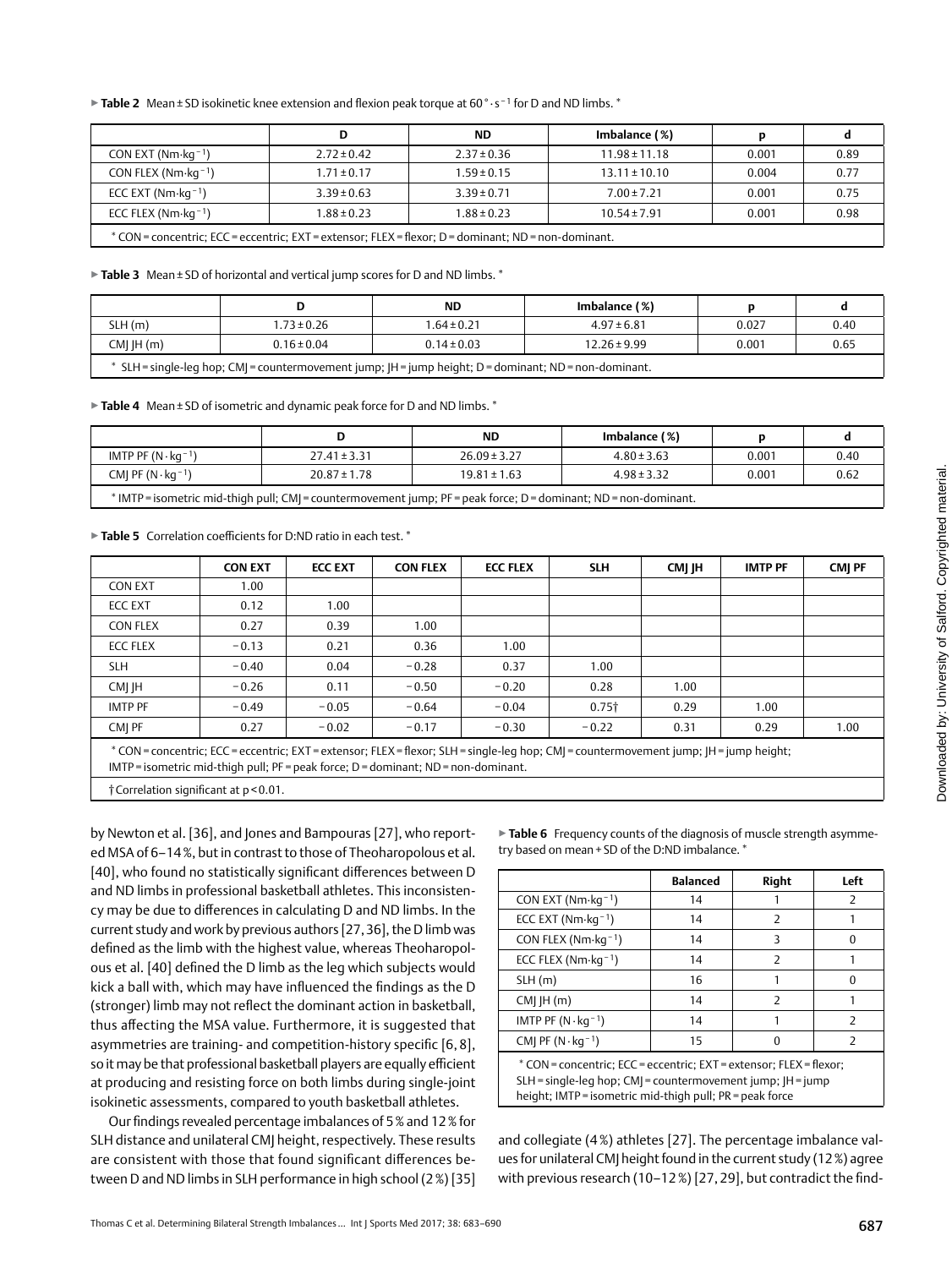▶ **Table 2** Mean ± SD isokinetic knee extension and flexion peak torque at 60 °· s⁻¹ for D and ND limbs. *

| | D | ND | Imbalance (%) | p | d |
|---|---|---|---|---|---|
| CON EXT ($Nm \cdot kg^{-1}$) | 2.72 ± 0.42 | 2.37 ± 0.36 | 11.98 ± 11.18 | 0.001 | 0.89 |
| CON FLEX ($Nm \cdot kg^{-1}$) | 1.71 ± 0.17 | 1.59 ± 0.15 | 13.11 ± 10.10 | 0.004 | 0.77 |
| ECC EXT ($Nm \cdot kg^{-1}$) | 3.39 ± 0.63 | 3.39 ± 0.71 | 7.00 ± 7.21 | 0.001 | 0.75 |
| ECC FLEX ($Nm \cdot kg^{-1}$) | 1.88 ± 0.23 | 1.88 ± 0.23 | 10.54 ± 7.91 | 0.001 | 0.98 |

* CON = concentric; ECC = eccentric; EXT = extensor; FLEX = flexor; D = dominant; ND = non-dominant.

▶ **Table 3** Mean ± SD of horizontal and vertical jump scores for D and ND limbs. *

| | D | ND | Imbalance (%) | p | d |
|---|---|---|---|---|---|
| SLH (m) | 1.73 ± 0.26 | 1.64 ± 0.21 | 4.97 ± 6.81 | 0.027 | 0.40 |
| CMJ JH (m) | 0.16 ± 0.04 | 0.14 ± 0.03 | 12.26 ± 9.99 | 0.001 | 0.65 |

* SLH = single-leg hop; CMJ = countermovement jump; JH = jump height; D = dominant; ND = non-dominant.

▶ **Table 4** Mean ± SD of isometric and dynamic peak force for D and ND limbs. *

| | D | ND | Imbalance (%) | p | d |
|---|---|---|---|---|---|
| IMTP PF ($N \cdot kg^{-1}$) | 27.41 ± 3.31 | 26.09 ± 3.27 | 4.80 ± 3.63 | 0.001 | 0.40 |
| CMJ PF ($N \cdot kg^{-1}$) | 20.87 ± 1.78 | 19.81 ± 1.63 | 4.98 ± 3.32 | 0.001 | 0.62 |

* IMTP = isometric mid-thigh pull; CMJ = countermovement jump; PF = peak force; D = dominant; ND = non-dominant.

▶ **Table 5** Correlation coefficients for D:ND ratio in each test. *

| | CON EXT | ECC EXT | CON FLEX | ECC FLEX | SLH | CMJ JH | IMTP PF | CMJ PF |
|---|---|---|---|---|---|---|---|---|
| CON EXT | 1.00 | | | | | | | |
| ECC EXT | 0.12 | 1.00 | | | | | | |
| CON FLEX | 0.27 | 0.39 | 1.00 | | | | | |
| ECC FLEX | −0.13 | 0.21 | 0.36 | 1.00 | | | | |
| SLH | −0.40 | 0.04 | −0.28 | 0.37 | 1.00 | | | |
| CMJ JH | −0.26 | 0.11 | −0.50 | −0.20 | 0.28 | 1.00 | | |
| IMTP PF | −0.49 | −0.05 | −0.64 | −0.04 | 0.75† | 0.29 | 1.00 | |
| CMJ PF | 0.27 | −0.02 | −0.17 | −0.30 | −0.22 | 0.31 | 0.29 | 1.00 |

* CON = concentric; ECC = eccentric; EXT = extensor; FLEX = flexor; SLH = single-leg hop; CMJ = countermovement jump; JH = jump height; IMTP = isometric mid-thigh pull; PF = peak force; D = dominant; ND = non-dominant.

† Correlation significant at p < 0.01.

by Newton et al. [36], and Jones and Bampouras [27], who reported MSA of 6–14 %, but in contrast to those of Theoharopolous et al. [40], who found no statistically significant differences between D and ND limbs in professional basketball athletes. This inconsistency may be due to differences in calculating D and ND limbs. In the current study and work by previous authors [27, 36], the D limb was defined as the limb with the highest value, whereas Theoharopolous et al. [40] defined the D limb as the leg which subjects would kick a ball with, which may have influenced the findings as the D (stronger) limb may not reflect the dominant action in basketball, thus affecting the MSA value. Furthermore, it is suggested that asymmetries are training- and competition-history specific [6, 8], so it may be that professional basketball players are equally efficient at producing and resisting force on both limbs during single-joint isokinetic assessments, compared to youth basketball athletes.

Our findings revealed percentage imbalances of 5 % and 12 % for SLH distance and unilateral CMJ height, respectively. These results are consistent with those that found significant differences between D and ND limbs in SLH performance in high school (2 %) [35] and collegiate (4 %) athletes [27]. The percentage imbalance values for unilateral CMJ height found in the current study (12 %) agree with previous research (10–12 %) [27, 29], but contradict the find-

▶ **Table 6** Frequency counts of the diagnosis of muscle strength asymmetry based on mean + SD of the D:ND imbalance. *

| | Balanced | Right | Left |
|---|---|---|---|
| CON EXT ($Nm \cdot kg^{-1}$) | 14 | 1 | 2 |
| ECC EXT ($Nm \cdot kg^{-1}$) | 14 | 2 | 1 |
| CON FLEX ($Nm \cdot kg^{-1}$) | 14 | 3 | 0 |
| ECC FLEX ($Nm \cdot kg^{-1}$) | 14 | 2 | 1 |
| SLH (m) | 16 | 1 | 0 |
| CMJ JH (m) | 14 | 2 | 1 |
| IMTP PF ($N \cdot kg^{-1}$) | 14 | 1 | 2 |
| CMJ PF ($N \cdot kg^{-1}$) | 15 | 0 | 2 |

* CON = concentric; ECC = eccentric; EXT = extensor; FLEX = flexor; SLH = single-leg hop; CMJ = countermovement jump; JH = jump height; IMTP = isometric mid-thigh pull; PR = peak force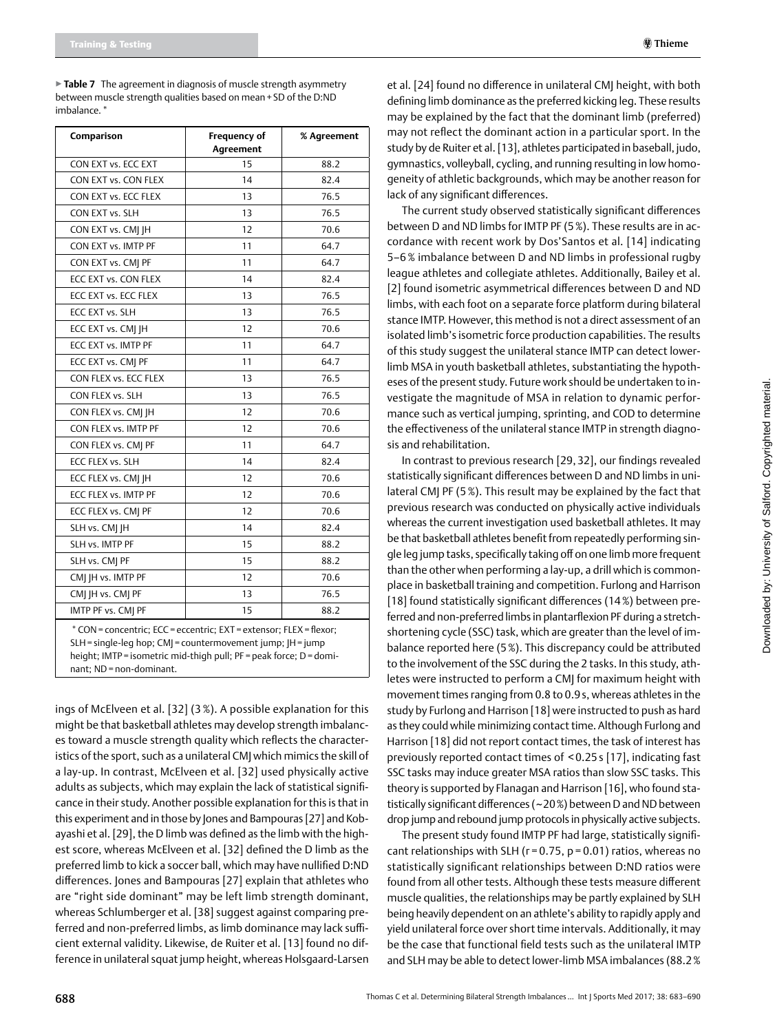▶ **Table 7** The agreement in diagnosis of muscle strength asymmetry between muscle strength qualities based on mean + SD of the D:ND imbalance. *

| Comparison | Frequency of Agreement | % Agreement |
|---|---|---|
| CON EXT vs. ECC EXT | 15 | 88.2 |
| CON EXT vs. CON FLEX | 14 | 82.4 |
| CON EXT vs. ECC FLEX | 13 | 76.5 |
| CON EXT vs. SLH | 13 | 76.5 |
| CON EXT vs. CMJ JH | 12 | 70.6 |
| CON EXT vs. IMTP PF | 11 | 64.7 |
| CON EXT vs. CMJ PF | 11 | 64.7 |
| ECC EXT vs. CON FLEX | 14 | 82.4 |
| ECC EXT vs. ECC FLEX | 13 | 76.5 |
| ECC EXT vs. SLH | 13 | 76.5 |
| ECC EXT vs. CMJ JH | 12 | 70.6 |
| ECC EXT vs. IMTP PF | 11 | 64.7 |
| ECC EXT vs. CMJ PF | 11 | 64.7 |
| CON FLEX vs. ECC FLEX | 13 | 76.5 |
| CON FLEX vs. SLH | 13 | 76.5 |
| CON FLEX vs. CMJ JH | 12 | 70.6 |
| CON FLEX vs. IMTP PF | 12 | 70.6 |
| CON FLEX vs. CMJ PF | 11 | 64.7 |
| ECC FLEX vs. SLH | 14 | 82.4 |
| ECC FLEX vs. CMJ JH | 12 | 70.6 |
| ECC FLEX vs. IMTP PF | 12 | 70.6 |
| ECC FLEX vs. CMJ PF | 12 | 70.6 |
| SLH vs. CMJ JH | 14 | 82.4 |
| SLH vs. IMTP PF | 15 | 88.2 |
| SLH vs. CMJ PF | 15 | 88.2 |
| CMJ JH vs. IMTP PF | 12 | 70.6 |
| CMJ JH vs. CMJ PF | 13 | 76.5 |
| IMTP PF vs. CMJ PF | 15 | 88.2 |

* CON = concentric; ECC = eccentric; EXT = extensor; FLEX = flexor; SLH = single-leg hop; CMJ = countermovement jump; JH = jump height; IMTP = isometric mid-thigh pull; PF = peak force; D = dominant; ND = non-dominant.

ings of McElveen et al. [32] (3 %). A possible explanation for this might be that basketball athletes may develop strength imbalances toward a muscle strength quality which reflects the characteristics of the sport, such as a unilateral CMJ which mimics the skill of a lay-up. In contrast, McElveen et al. [32] used physically active adults as subjects, which may explain the lack of statistical significance in their study. Another possible explanation for this is that in this experiment and in those by Jones and Bampouras [27] and Kobayashi et al. [29], the D limb was defined as the limb with the highest score, whereas McElveen et al. [32] defined the D limb as the preferred limb to kick a soccer ball, which may have nullified D:ND differences. Jones and Bampouras [27] explain that athletes who are "right side dominant" may be left limb strength dominant, whereas Schlumberger et al. [38] suggest against comparing preferred and non-preferred limbs, as limb dominance may lack sufficient external validity. Likewise, de Ruiter et al. [13] found no difference in unilateral squat jump height, whereas Holsgaard-Larsen et al. [24] found no difference in unilateral CMJ height, with both defining limb dominance as the preferred kicking leg. These results may be explained by the fact that the dominant limb (preferred) may not reflect the dominant action in a particular sport. In the study by de Ruiter et al. [13], athletes participated in baseball, judo, gymnastics, volleyball, cycling, and running resulting in low homogeneity of athletic backgrounds, which may be another reason for lack of any significant differences.

The current study observed statistically significant differences between D and ND limbs for IMTP PF (5 %). These results are in accordance with recent work by Dos'Santos et al. [14] indicating 5–6 % imbalance between D and ND limbs in professional rugby league athletes and collegiate athletes. Additionally, Bailey et al. [2] found isometric asymmetrical differences between D and ND limbs, with each foot on a separate force platform during bilateral stance IMTP. However, this method is not a direct assessment of an isolated limb's isometric force production capabilities. The results of this study suggest the unilateral stance IMTP can detect lower-limb MSA in youth basketball athletes, substantiating the hypotheses of the present study. Future work should be undertaken to investigate the magnitude of MSA in relation to dynamic performance such as vertical jumping, sprinting, and COD to determine the effectiveness of the unilateral stance IMTP in strength diagnosis and rehabilitation.

In contrast to previous research [29, 32], our findings revealed statistically significant differences between D and ND limbs in unilateral CMJ PF (5 %). This result may be explained by the fact that previous research was conducted on physically active individuals whereas the current investigation used basketball athletes. It may be that basketball athletes benefit from repeatedly performing single leg jump tasks, specifically taking off on one limb more frequent than the other when performing a lay-up, a drill which is commonplace in basketball training and competition. Furlong and Harrison [18] found statistically significant differences (14 %) between preferred and non-preferred limbs in plantarflexion PF during a stretch-shortening cycle (SSC) task, which are greater than the level of imbalance reported here (5 %). This discrepancy could be attributed to the involvement of the SSC during the 2 tasks. In this study, athletes were instructed to perform a CMJ for maximum height with movement times ranging from 0.8 to 0.9 s, whereas athletes in the study by Furlong and Harrison [18] were instructed to push as hard as they could while minimizing contact time. Although Furlong and Harrison [18] did not report contact times, the task of interest has previously reported contact times of < 0.25 s [17], indicating fast SSC tasks may induce greater MSA ratios than slow SSC tasks. This theory is supported by Flanagan and Harrison [16], who found statistically significant differences (~20 %) between D and ND between drop jump and rebound jump protocols in physically active subjects.

The present study found IMTP PF had large, statistically significant relationships with SLH ($r = 0.75$, $p = 0.01$) ratios, whereas no statistically significant relationships between D:ND ratios were found from all other tests. Although these tests measure different muscle qualities, the relationships may be partly explained by SLH being heavily dependent on an athlete's ability to rapidly apply and yield unilateral force over short time intervals. Additionally, it may be the case that functional field tests such as the unilateral IMTP and SLH may be able to detect lower-limb MSA imbalances (88.2 %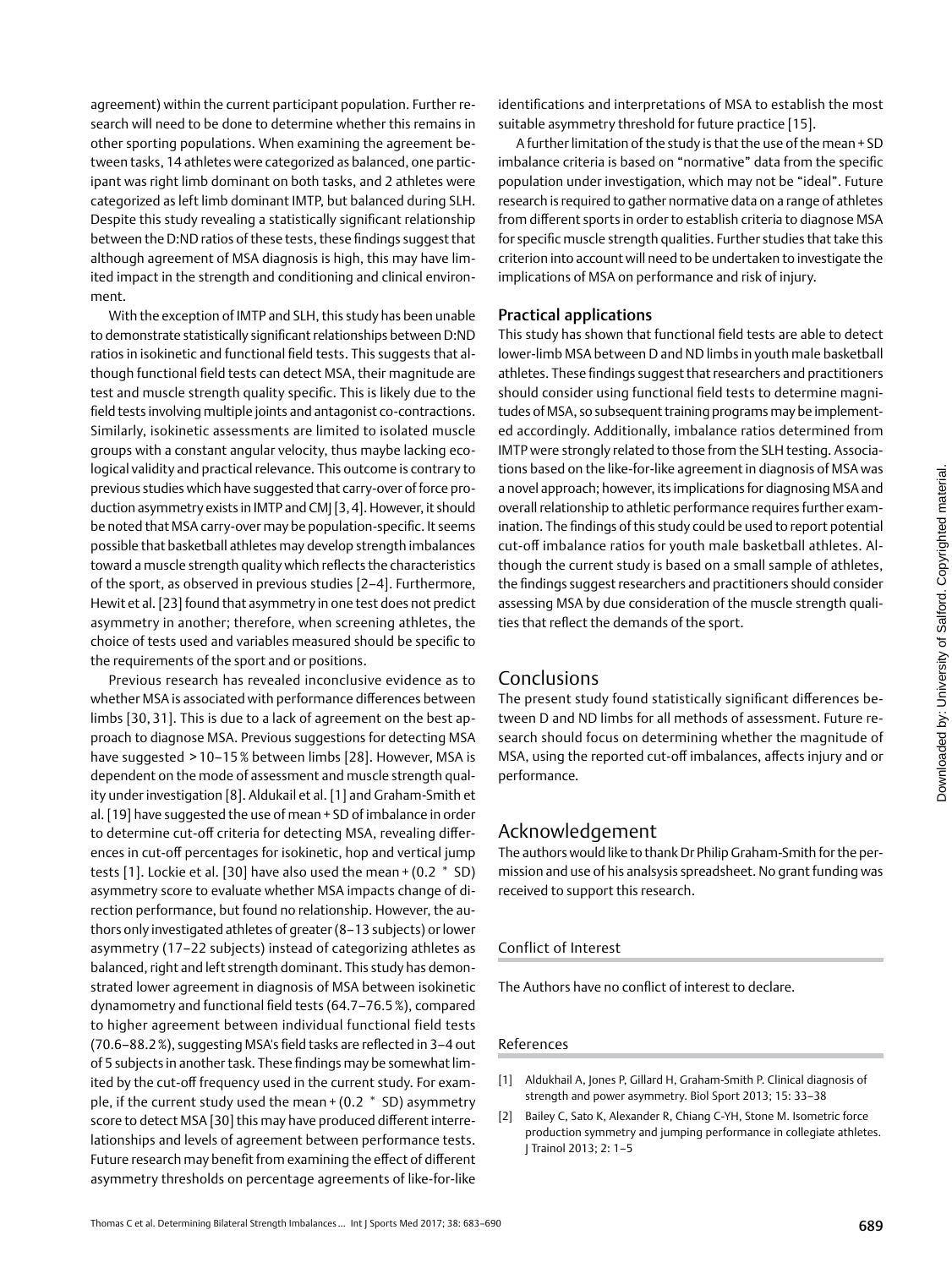agreement) within the current participant population. Further research will need to be done to determine whether this remains in other sporting populations. When examining the agreement between tasks, 14 athletes were categorized as balanced, one participant was right limb dominant on both tasks, and 2 athletes were categorized as left limb dominant IMTP, but balanced during SLH. Despite this study revealing a statistically significant relationship between the D:ND ratios of these tests, these findings suggest that although agreement of MSA diagnosis is high, this may have limited impact in the strength and conditioning and clinical environment.

With the exception of IMTP and SLH, this study has been unable to demonstrate statistically significant relationships between D:ND ratios in isokinetic and functional field tests. This suggests that although functional field tests can detect MSA, their magnitude are test and muscle strength quality specific. This is likely due to the field tests involving multiple joints and antagonist co-contractions. Similarly, isokinetic assessments are limited to isolated muscle groups with a constant angular velocity, thus maybe lacking ecological validity and practical relevance. This outcome is contrary to previous studies which have suggested that carry-over of force production asymmetry exists in IMTP and CMJ [3, 4]. However, it should be noted that MSA carry-over may be population-specific. It seems possible that basketball athletes may develop strength imbalances toward a muscle strength quality which reflects the characteristics of the sport, as observed in previous studies [2–4]. Furthermore, Hewit et al. [23] found that asymmetry in one test does not predict asymmetry in another; therefore, when screening athletes, the choice of tests used and variables measured should be specific to the requirements of the sport and or positions.

Previous research has revealed inconclusive evidence as to whether MSA is associated with performance differences between limbs [30, 31]. This is due to a lack of agreement on the best approach to diagnose MSA. Previous suggestions for detecting MSA have suggested >10–15 % between limbs [28]. However, MSA is dependent on the mode of assessment and muscle strength quality under investigation [8]. Aldukail et al. [1] and Graham-Smith et al. [19] have suggested the use of mean + SD of imbalance in order to determine cut-off criteria for detecting MSA, revealing differences in cut-off percentages for isokinetic, hop and vertical jump tests [1]. Lockie et al. [30] have also used the mean + (0.2 * SD) asymmetry score to evaluate whether MSA impacts change of direction performance, but found no relationship. However, the authors only investigated athletes of greater (8–13 subjects) or lower asymmetry (17–22 subjects) instead of categorizing athletes as balanced, right and left strength dominant. This study has demonstrated lower agreement in diagnosis of MSA between isokinetic dynamometry and functional field tests (64.7–76.5 %), compared to higher agreement between individual functional field tests (70.6–88.2 %), suggesting MSA's field tasks are reflected in 3–4 out of 5 subjects in another task. These findings may be somewhat limited by the cut-off frequency used in the current study. For example, if the current study used the mean + (0.2 * SD) asymmetry score to detect MSA [30] this may have produced different interrelationships and levels of agreement between performance tests. Future research may benefit from examining the effect of different asymmetry thresholds on percentage agreements of like-for-like identifications and interpretations of MSA to establish the most suitable asymmetry threshold for future practice [15].

A further limitation of the study is that the use of the mean + SD imbalance criteria is based on "normative" data from the specific population under investigation, which may not be "ideal". Future research is required to gather normative data on a range of athletes from different sports in order to establish criteria to diagnose MSA for specific muscle strength qualities. Further studies that take this criterion into account will need to be undertaken to investigate the implications of MSA on performance and risk of injury.

### Practical applications

This study has shown that functional field tests are able to detect lower-limb MSA between D and ND limbs in youth male basketball athletes. These findings suggest that researchers and practitioners should consider using functional field tests to determine magnitudes of MSA, so subsequent training programs may be implemented accordingly. Additionally, imbalance ratios determined from IMTP were strongly related to those from the SLH testing. Associations based on the like-for-like agreement in diagnosis of MSA was a novel approach; however, its implications for diagnosing MSA and overall relationship to athletic performance requires further examination. The findings of this study could be used to report potential cut-off imbalance ratios for youth male basketball athletes. Although the current study is based on a small sample of athletes, the findings suggest researchers and practitioners should consider assessing MSA by due consideration of the muscle strength qualities that reflect the demands of the sport.

## Conclusions

The present study found statistically significant differences between D and ND limbs for all methods of assessment. Future research should focus on determining whether the magnitude of MSA, using the reported cut-off imbalances, affects injury and or performance.

## Acknowledgement

The authors would like to thank Dr Philip Graham-Smith for the permission and use of his analsysis spreadsheet. No grant funding was received to support this research.

### Conflict of Interest

The Authors have no conflict of interest to declare.

### References

[1] Aldukhail A, Jones P, Gillard H, Graham-Smith P. Clinical diagnosis of strength and power asymmetry. Biol Sport 2013; 15: 33–38

[2] Bailey C, Sato K, Alexander R, Chiang C-YH, Stone M. Isometric force production symmetry and jumping performance in collegiate athletes. J Trainol 2013; 2: 1–5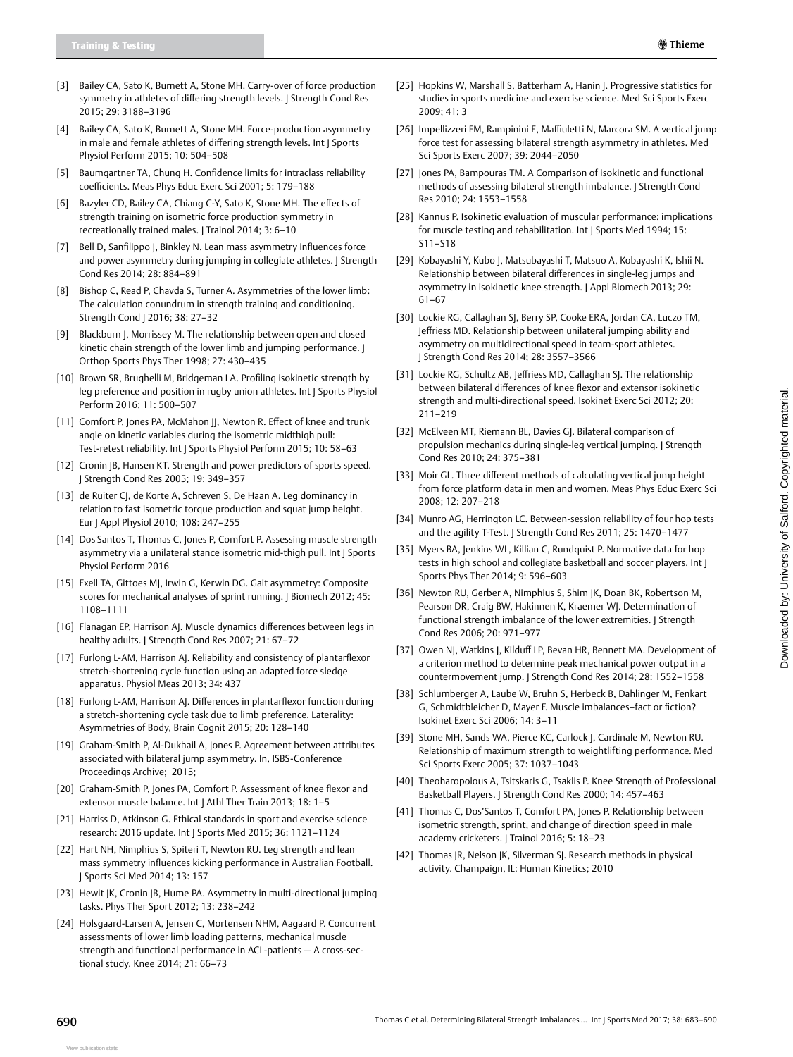[3] Bailey CA, Sato K, Burnett A, Stone MH. Carry-over of force production symmetry in athletes of differing strength levels. J Strength Cond Res 2015; 29: 3188–3196

[4] Bailey CA, Sato K, Burnett A, Stone MH. Force-production asymmetry in male and female athletes of differing strength levels. Int J Sports Physiol Perform 2015; 10: 504–508

[5] Baumgartner TA, Chung H. Confidence limits for intraclass reliability coefficients. Meas Phys Educ Exerc Sci 2001; 5: 179–188

[6] Bazyler CD, Bailey CA, Chiang C-Y, Sato K, Stone MH. The effects of strength training on isometric force production symmetry in recreationally trained males. J Trainol 2014; 3: 6–10

[7] Bell D, Sanfilippo J, Binkley N. Lean mass asymmetry influences force and power asymmetry during jumping in collegiate athletes. J Strength Cond Res 2014; 28: 884–891

[8] Bishop C, Read P, Chavda S, Turner A. Asymmetries of the lower limb: The calculation conundrum in strength training and conditioning. Strength Cond J 2016; 38: 27–32

[9] Blackburn J, Morrissey M. The relationship between open and closed kinetic chain strength of the lower limb and jumping performance. J Orthop Sports Phys Ther 1998; 27: 430–435

[10] Brown SR, Brughelli M, Bridgeman LA. Profiling isokinetic strength by leg preference and position in rugby union athletes. Int J Sports Physiol Perform 2016; 11: 500–507

[11] Comfort P, Jones PA, McMahon JJ, Newton R. Effect of knee and trunk angle on kinetic variables during the isometric midthigh pull: Test-retest reliability. Int J Sports Physiol Perform 2015; 10: 58–63

[12] Cronin JB, Hansen KT. Strength and power predictors of sports speed. J Strength Cond Res 2005; 19: 349–357

[13] de Ruiter CJ, de Korte A, Schreven S, De Haan A. Leg dominancy in relation to fast isometric torque production and squat jump height. Eur J Appl Physiol 2010; 108: 247–255

[14] Dos'Santos T, Thomas C, Jones P, Comfort P. Assessing muscle strength asymmetry via a unilateral stance isometric mid-thigh pull. Int J Sports Physiol Perform 2016

[15] Exell TA, Gittoes MJ, Irwin G, Kerwin DG. Gait asymmetry: Composite scores for mechanical analyses of sprint running. J Biomech 2012; 45: 1108–1111

[16] Flanagan EP, Harrison AJ. Muscle dynamics differences between legs in healthy adults. J Strength Cond Res 2007; 21: 67–72

[17] Furlong L-AM, Harrison AJ. Reliability and consistency of plantarflexor stretch-shortening cycle function using an adapted force sledge apparatus. Physiol Meas 2013; 34: 437

[18] Furlong L-AM, Harrison AJ. Differences in plantarflexor function during a stretch-shortening cycle task due to limb preference. Laterality: Asymmetries of Body, Brain Cognit 2015; 20: 128–140

[19] Graham-Smith P, Al-Dukhail A, Jones P. Agreement between attributes associated with bilateral jump asymmetry. In, ISBS-Conference Proceedings Archive; 2015;

[20] Graham-Smith P, Jones PA, Comfort P. Assessment of knee flexor and extensor muscle balance. Int J Athl Ther Train 2013; 18: 1–5

[21] Harriss D, Atkinson G. Ethical standards in sport and exercise science research: 2016 update. Int J Sports Med 2015; 36: 1121–1124

[22] Hart NH, Nimphius S, Spiteri T, Newton RU. Leg strength and lean mass symmetry influences kicking performance in Australian Football. J Sports Sci Med 2014; 13: 157

[23] Hewit JK, Cronin JB, Hume PA. Asymmetry in multi-directional jumping tasks. Phys Ther Sport 2012; 13: 238–242

[24] Holsgaard-Larsen A, Jensen C, Mortensen NHM, Aagaard P. Concurrent assessments of lower limb loading patterns, mechanical muscle strength and functional performance in ACL-patients — A cross-sectional study. Knee 2014; 21: 66–73

[25] Hopkins W, Marshall S, Batterham A, Hanin J. Progressive statistics for studies in sports medicine and exercise science. Med Sci Sports Exerc 2009; 41: 3

[26] Impellizzeri FM, Rampinini E, Maffiuletti N, Marcora SM. A vertical jump force test for assessing bilateral strength asymmetry in athletes. Med Sci Sports Exerc 2007; 39: 2044–2050

[27] Jones PA, Bampouras TM. A Comparison of isokinetic and functional methods of assessing bilateral strength imbalance. J Strength Cond Res 2010; 24: 1553–1558

[28] Kannus P. Isokinetic evaluation of muscular performance: implications for muscle testing and rehabilitation. Int J Sports Med 1994; 15: S11–S18

[29] Kobayashi Y, Kubo J, Matsubayashi T, Matsuo A, Kobayashi K, Ishii N. Relationship between bilateral differences in single-leg jumps and asymmetry in isokinetic knee strength. J Appl Biomech 2013; 29: 61–67

[30] Lockie RG, Callaghan SJ, Berry SP, Cooke ERA, Jordan CA, Luczo TM, Jeffriess MD. Relationship between unilateral jumping ability and asymmetry on multidirectional speed in team-sport athletes. J Strength Cond Res 2014; 28: 3557–3566

[31] Lockie RG, Schultz AB, Jeffriess MD, Callaghan SJ. The relationship between bilateral differences of knee flexor and extensor isokinetic strength and multi-directional speed. Isokinet Exerc Sci 2012; 20: 211–219

[32] McElveen MT, Riemann BL, Davies GJ. Bilateral comparison of propulsion mechanics during single-leg vertical jumping. J Strength Cond Res 2010; 24: 375–381

[33] Moir GL. Three different methods of calculating vertical jump height from force platform data in men and women. Meas Phys Educ Exerc Sci 2008; 12: 207–218

[34] Munro AG, Herrington LC. Between-session reliability of four hop tests and the agility T-Test. J Strength Cond Res 2011; 25: 1470–1477

[35] Myers BA, Jenkins WL, Killian C, Rundquist P. Normative data for hop tests in high school and collegiate basketball and soccer players. Int J Sports Phys Ther 2014; 9: 596–603

[36] Newton RU, Gerber A, Nimphius S, Shim JK, Doan BK, Robertson M, Pearson DR, Craig BW, Hakinnen K, Kraemer WJ. Determination of functional strength imbalance of the lower extremities. J Strength Cond Res 2006; 20: 971–977

[37] Owen NJ, Watkins J, Kilduff LP, Bevan HR, Bennett MA. Development of a criterion method to determine peak mechanical power output in a countermovement jump. J Strength Cond Res 2014; 28: 1552–1558

[38] Schlumberger A, Laube W, Bruhn S, Herbeck B, Dahlinger M, Fenkart G, Schmidtbleicher D, Mayer F. Muscle imbalances–fact or fiction? Isokinet Exerc Sci 2006; 14: 3–11

[39] Stone MH, Sands WA, Pierce KC, Carlock J, Cardinale M, Newton RU. Relationship of maximum strength to weightlifting performance. Med Sci Sports Exerc 2005; 37: 1037–1043

[40] Theoharopolous A, Tsitskaris G, Tsaklis P. Knee Strength of Professional Basketball Players. J Strength Cond Res 2000; 14: 457–463

[41] Thomas C, Dos'Santos T, Comfort PA, Jones P. Relationship between isometric strength, sprint, and change of direction speed in male academy cricketers. J Trainol 2016; 5: 18–23

[42] Thomas JR, Nelson JK, Silverman SJ. Research methods in physical activity. Champaign, IL: Human Kinetics; 2010